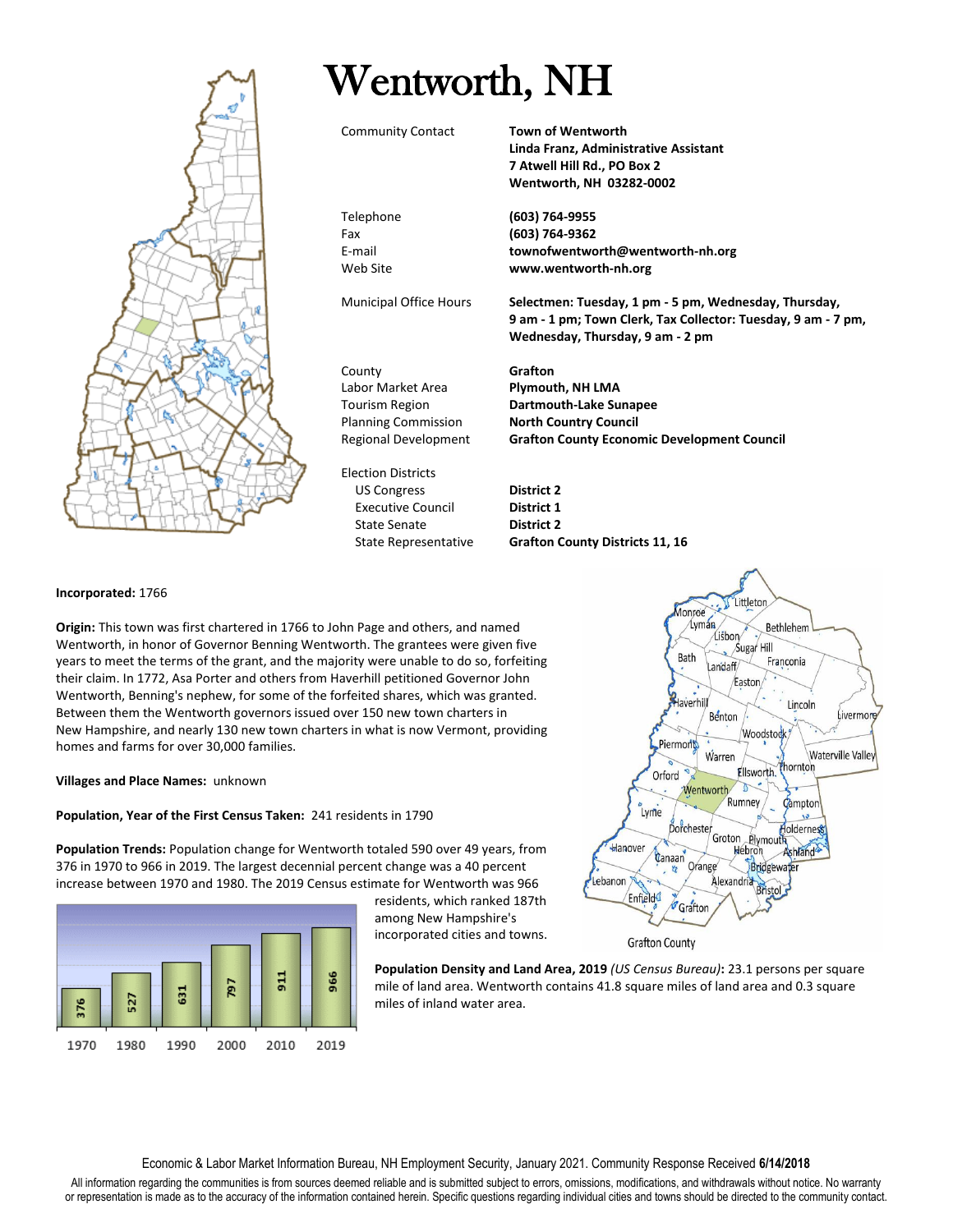# Wentworth, NH

| | |
|---|---|
| Community Contact | **Town of Wentworth**<br>**Linda Franz, Administrative Assistant**<br>**7 Atwell Hill Rd., PO Box 2**<br>**Wentworth, NH 03282-0002** |
| Telephone | **(603) 764-9955** |
| Fax | **(603) 764-9362** |
| E-mail | **townofwentworth@wentworth-nh.org** |
| Web Site | **www.wentworth-nh.org** |
| Municipal Office Hours | **Selectmen: Tuesday, 1 pm - 5 pm, Wednesday, Thursday, 9 am - 1 pm; Town Clerk, Tax Collector: Tuesday, 9 am - 7 pm, Wednesday, Thursday, 9 am - 2 pm** |
| County | **Grafton** |
| Labor Market Area | **Plymouth, NH LMA** |
| Tourism Region | **Dartmouth-Lake Sunapee** |
| Planning Commission | **North Country Council** |
| Regional Development | **Grafton County Economic Development Council** |
| Election Districts | |
| US Congress | **District 2** |
| Executive Council | **District 1** |
| State Senate | **District 2** |
| State Representative | **Grafton County Districts 11, 16** |

**Incorporated:** 1766

**Origin:** This town was first chartered in 1766 to John Page and others, and named Wentworth, in honor of Governor Benning Wentworth. The grantees were given five years to meet the terms of the grant, and the majority were unable to do so, forfeiting their claim. In 1772, Asa Porter and others from Haverhill petitioned Governor John Wentworth, Benning's nephew, for some of the forfeited shares, which was granted. Between them the Wentworth governors issued over 150 new town charters in New Hampshire, and nearly 130 new town charters in what is now Vermont, providing homes and farms for over 30,000 families.

**Villages and Place Names:** unknown

**Population, Year of the First Census Taken:** 241 residents in 1790

**Population Trends:** Population change for Wentworth totaled 590 over 49 years, from 376 in 1970 to 966 in 2019. The largest decennial percent change was a 40 percent increase between 1970 and 1980. The 2019 Census estimate for Wentworth was 966 residents, which ranked 187th among New Hampshire's incorporated cities and towns.

| 1970 | 1980 | 1990 | 2000 | 2010 | 2019 |
|---|---|---|---|---|---|
| 376 | 527 | 631 | 797 | 911 | 966 |

Grafton County

**Population Density and Land Area, 2019** *(US Census Bureau)***:** 23.1 persons per square mile of land area. Wentworth contains 41.8 square miles of land area and 0.3 square miles of inland water area.

Economic & Labor Market Information Bureau, NH Employment Security, January 2021. Community Response Received **6/14/2018**

All information regarding the communities is from sources deemed reliable and is submitted subject to errors, omissions, modifications, and withdrawals without notice. No warranty or representation is made as to the accuracy of the information contained herein. Specific questions regarding individual cities and towns should be directed to the community contact.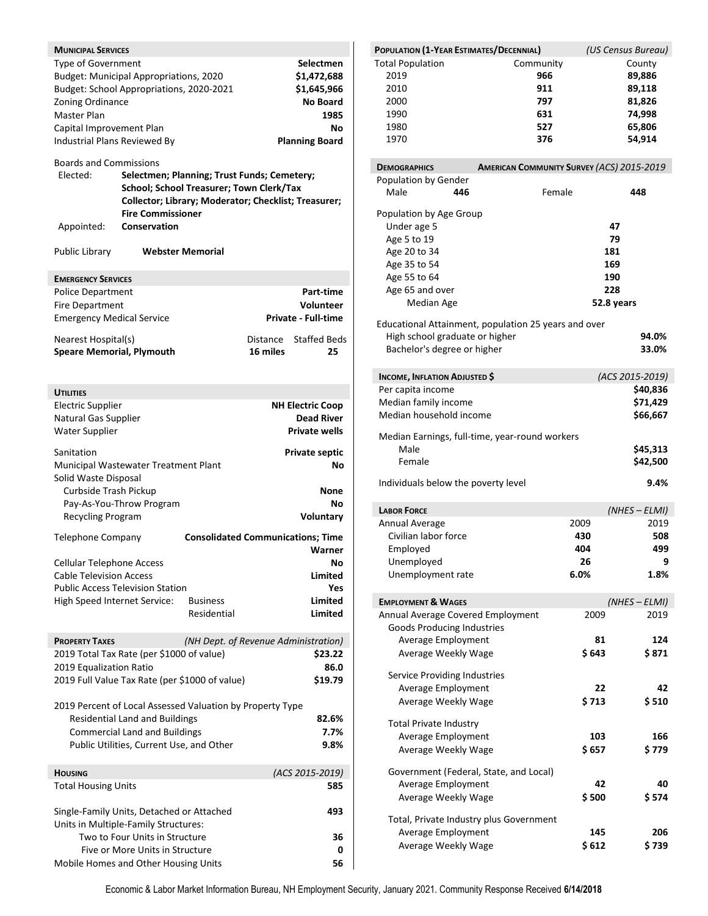## Municipal Services

| | |
|---|---|
| Type of Government | Selectmen |
| Budget: Municipal Appropriations, 2020 | $1,472,688 |
| Budget: School Appropriations, 2020-2021 | $1,645,966 |
| Zoning Ordinance | No Board |
| Master Plan | 1985 |
| Capital Improvement Plan | No |
| Industrial Plans Reviewed By | Planning Board |

Boards and Commissions

- Elected: **Selectmen; Planning; Trust Funds; Cemetery; School; School Treasurer; Town Clerk/Tax Collector; Library; Moderator; Checklist; Treasurer; Fire Commissioner**
- Appointed: **Conservation**

Public Library **Webster Memorial**

## Emergency Services

| | |
|---|---|
| Police Department | Part-time |
| Fire Department | Volunteer |
| Emergency Medical Service | Private - Full-time |

| Nearest Hospital(s) | Distance | Staffed Beds |
|---|---|---|
| **Speare Memorial, Plymouth** | 16 miles | 25 |

## Utilities

| | | |
|---|---|---|
| Electric Supplier | | NH Electric Coop |
| Natural Gas Supplier | | Dead River |
| Water Supplier | | Private wells |
| Sanitation | | Private septic |
| Municipal Wastewater Treatment Plant | | No |
| Solid Waste Disposal | | |
| Curbside Trash Pickup | | None |
| Pay-As-You-Throw Program | | No |
| Recycling Program | | Voluntary |
| Telephone Company | | Consolidated Communications; Time Warner |
| Cellular Telephone Access | | No |
| Cable Television Access | | Limited |
| Public Access Television Station | | Yes |
| High Speed Internet Service: | Business | Limited |
| | Residential | Limited |

## Property Taxes *(NH Dept. of Revenue Administration)*

| | |
|---|---|
| 2019 Total Tax Rate (per $1000 of value) | $23.22 |
| 2019 Equalization Ratio | 86.0 |
| 2019 Full Value Tax Rate (per $1000 of value) | $19.79 |

2019 Percent of Local Assessed Valuation by Property Type

| | |
|---|---|
| Residential Land and Buildings | 82.6% |
| Commercial Land and Buildings | 7.7% |
| Public Utilities, Current Use, and Other | 9.8% |

## Housing *(ACS 2015-2019)*

| | |
|---|---|
| Total Housing Units | 585 |
| Single-Family Units, Detached or Attached | 493 |
| Units in Multiple-Family Structures: | |
| Two to Four Units in Structure | 36 |
| Five or More Units in Structure | 0 |
| Mobile Homes and Other Housing Units | 56 |

## Population (1-Year Estimates/Decennial) *(US Census Bureau)*

| Total Population | Community | County |
|---|---|---|
| 2019 | 966 | 89,886 |
| 2010 | 911 | 89,118 |
| 2000 | 797 | 81,826 |
| 1990 | 631 | 74,998 |
| 1980 | 527 | 65,806 |
| 1970 | 376 | 54,914 |

## Demographics — American Community Survey *(ACS) 2015-2019*

Population by Gender

| Male | 446 | Female | 448 |
|---|---|---|---|

Population by Age Group

| | |
|---|---|
| Under age 5 | 47 |
| Age 5 to 19 | 79 |
| Age 20 to 34 | 181 |
| Age 35 to 54 | 169 |
| Age 55 to 64 | 190 |
| Age 65 and over | 228 |
| Median Age | 52.8 years |

Educational Attainment, population 25 years and over

| | |
|---|---|
| High school graduate or higher | 94.0% |
| Bachelor's degree or higher | 33.0% |

## Income, Inflation Adjusted $ *(ACS 2015-2019)*

| | |
|---|---|
| Per capita income | $40,836 |
| Median family income | $71,429 |
| Median household income | $66,667 |
| Median Earnings, full-time, year-round workers | |
| Male | $45,313 |
| Female | $42,500 |
| Individuals below the poverty level | 9.4% |

## Labor Force *(NHES – ELMI)*

| Annual Average | 2009 | 2019 |
|---|---|---|
| Civilian labor force | 430 | 508 |
| Employed | 404 | 499 |
| Unemployed | 26 | 9 |
| Unemployment rate | 6.0% | 1.8% |

## Employment & Wages *(NHES – ELMI)*

| Annual Average Covered Employment | 2009 | 2019 |
|---|---|---|
| **Goods Producing Industries** | | |
| Average Employment | 81 | 124 |
| Average Weekly Wage | $ 643 | $ 871 |
| **Service Providing Industries** | | |
| Average Employment | 22 | 42 |
| Average Weekly Wage | $ 713 | $ 510 |
| **Total Private Industry** | | |
| Average Employment | 103 | 166 |
| Average Weekly Wage | $ 657 | $ 779 |
| **Government (Federal, State, and Local)** | | |
| Average Employment | 42 | 40 |
| Average Weekly Wage | $ 500 | $ 574 |
| **Total, Private Industry plus Government** | | |
| Average Employment | 145 | 206 |
| Average Weekly Wage | $ 612 | $ 739 |

Economic & Labor Market Information Bureau, NH Employment Security, January 2021. Community Response Received **6/14/2018**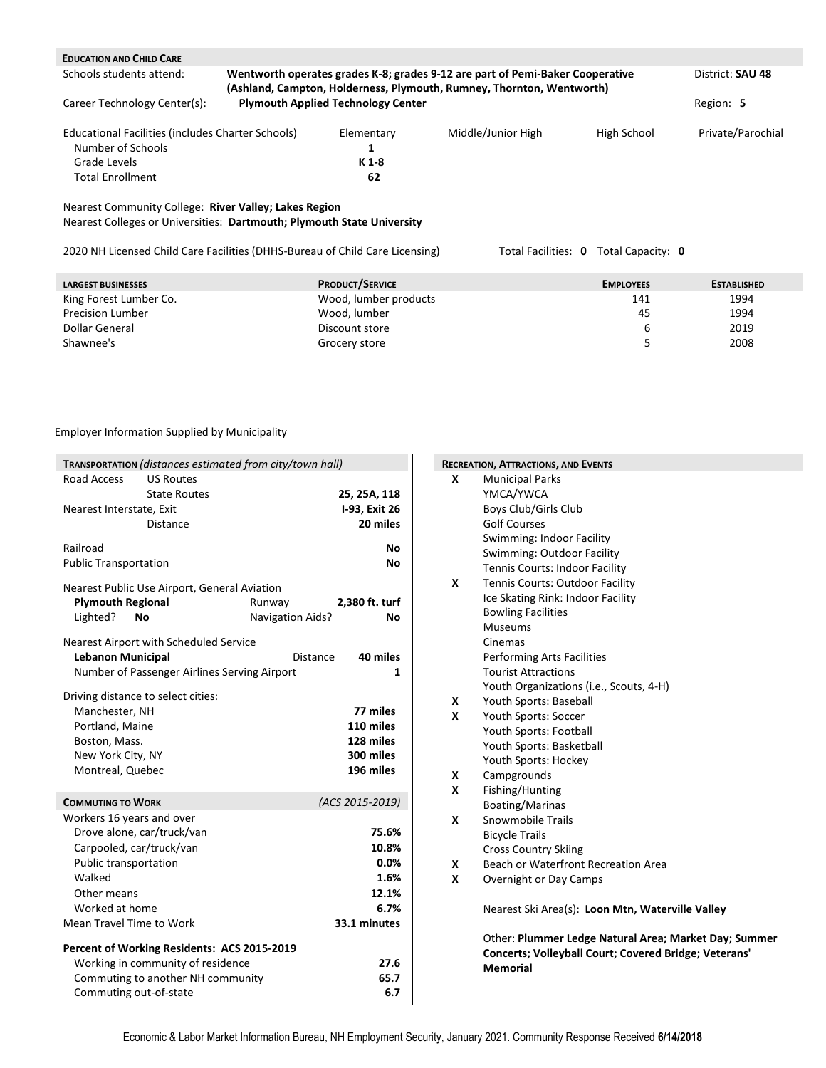## Education and Child Care

| | | |
|---|---|---|
| Schools students attend: | **Wentworth operates grades K-8; grades 9-12 are part of Pemi-Baker Cooperative (Ashland, Campton, Holderness, Plymouth, Rumney, Thornton, Wentworth)** | District: **SAU 48** |
| Career Technology Center(s): | **Plymouth Applied Technology Center** | Region: **5** |

| Educational Facilities (includes Charter Schools) | Elementary | Middle/Junior High | High School | Private/Parochial |
|---|---|---|---|---|
| Number of Schools | **1** | | | |
| Grade Levels | **K 1-8** | | | |
| Total Enrollment | **62** | | | |

Nearest Community College: **River Valley; Lakes Region**

Nearest Colleges or Universities: **Dartmouth; Plymouth State University**

2020 NH Licensed Child Care Facilities (DHHS-Bureau of Child Care Licensing) Total Facilities: **0** Total Capacity: **0**

| Largest Businesses | Product/Service | Employees | Established |
|---|---|---|---|
| King Forest Lumber Co. | Wood, lumber products | 141 | 1994 |
| Precision Lumber | Wood, lumber | 45 | 1994 |
| Dollar General | Discount store | 6 | 2019 |
| Shawnee's | Grocery store | 5 | 2008 |

Employer Information Supplied by Municipality

## Transportation *(distances estimated from city/town hall)*

| | | |
|---|---|---|
| Road Access | US Routes | |
| | State Routes | **25, 25A, 118** |
| Nearest Interstate, Exit | | **I-93, Exit 26** |
| | Distance | **20 miles** |
| Railroad | | **No** |
| Public Transportation | | **No** |
| Nearest Public Use Airport, General Aviation | | |
| **Plymouth Regional** | Runway | **2,380 ft. turf** |
| Lighted? **No** | Navigation Aids? | **No** |
| Nearest Airport with Scheduled Service | | |
| **Lebanon Municipal** | Distance | **40 miles** |
| Number of Passenger Airlines Serving Airport | | **1** |
| Driving distance to select cities: | | |
| Manchester, NH | | **77 miles** |
| Portland, Maine | | **110 miles** |
| Boston, Mass. | | **128 miles** |
| New York City, NY | | **300 miles** |
| Montreal, Quebec | | **196 miles** |

## Commuting to Work *(ACS 2015-2019)*

| | |
|---|---|
| Workers 16 years and over | |
| Drove alone, car/truck/van | **75.6%** |
| Carpooled, car/truck/van | **10.8%** |
| Public transportation | **0.0%** |
| Walked | **1.6%** |
| Other means | **12.1%** |
| Worked at home | **6.7%** |
| Mean Travel Time to Work | **33.1 minutes** |
| **Percent of Working Residents: ACS 2015-2019** | |
| Working in community of residence | **27.6** |
| Commuting to another NH community | **65.7** |
| Commuting out-of-state | **6.7** |

## Recreation, Attractions, and Events

| | |
|---|---|
| X | Municipal Parks |
| | YMCA/YWCA |
| | Boys Club/Girls Club |
| | Golf Courses |
| | Swimming: Indoor Facility |
| | Swimming: Outdoor Facility |
| | Tennis Courts: Indoor Facility |
| X | Tennis Courts: Outdoor Facility |
| | Ice Skating Rink: Indoor Facility |
| | Bowling Facilities |
| | Museums |
| | Cinemas |
| | Performing Arts Facilities |
| | Tourist Attractions |
| | Youth Organizations (i.e., Scouts, 4-H) |
| X | Youth Sports: Baseball |
| X | Youth Sports: Soccer |
| | Youth Sports: Football |
| | Youth Sports: Basketball |
| | Youth Sports: Hockey |
| X | Campgrounds |
| X | Fishing/Hunting |
| | Boating/Marinas |
| X | Snowmobile Trails |
| | Bicycle Trails |
| | Cross Country Skiing |
| X | Beach or Waterfront Recreation Area |
| X | Overnight or Day Camps |

Nearest Ski Area(s): **Loon Mtn, Waterville Valley**

Other: **Plummer Ledge Natural Area; Market Day; Summer Concerts; Volleyball Court; Covered Bridge; Veterans' Memorial**

Economic & Labor Market Information Bureau, NH Employment Security, January 2021. Community Response Received **6/14/2018**